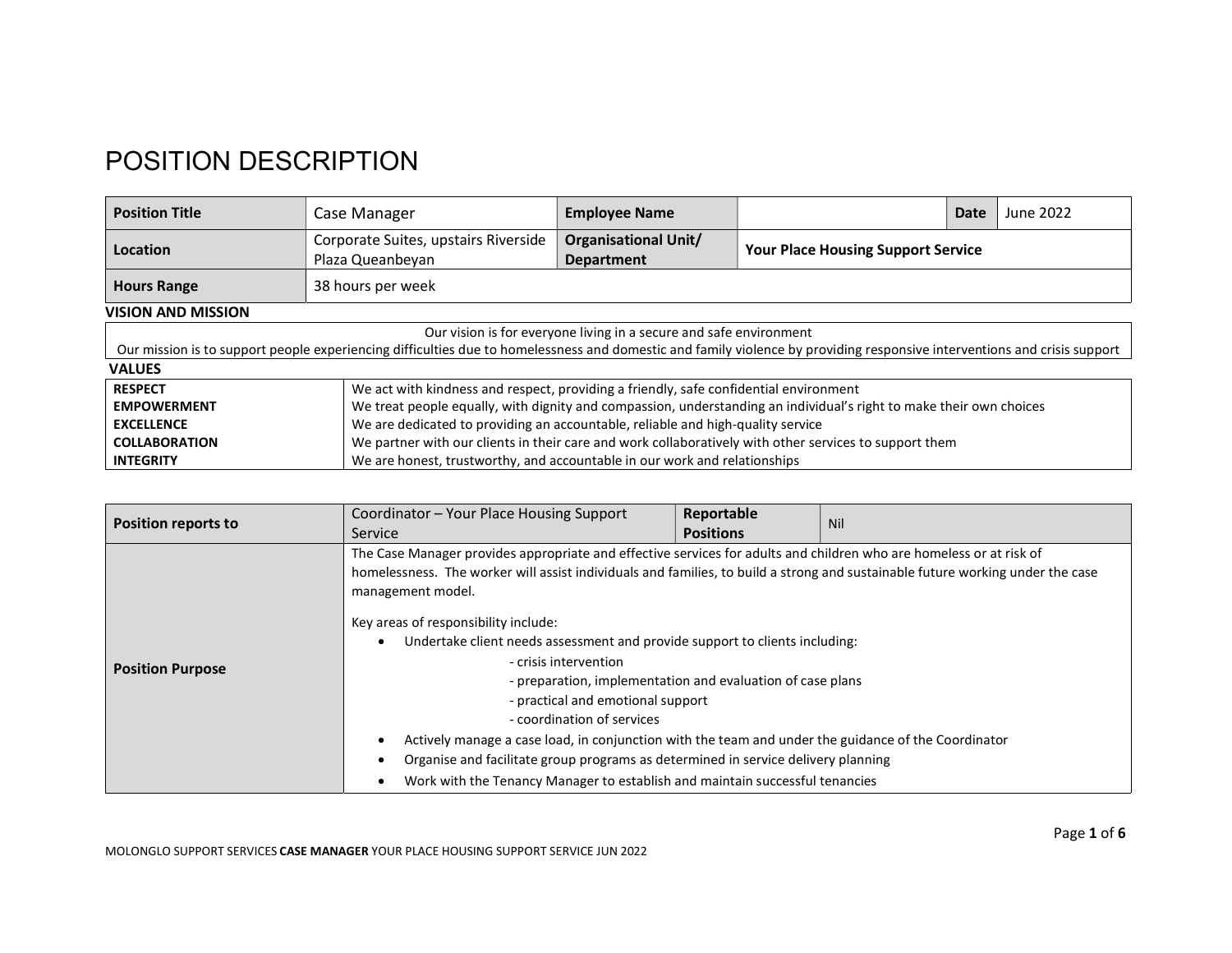# POSITION DESCRIPTION

| Position Title | Case Manager | Employee Name | | Date | June 2022 |
|---|---|---|---|---|---|
| Location | Corporate Suites, upstairs Riverside Plaza Queanbeyan | Organisational Unit/ Department | Your Place Housing Support Service | | |
| Hours Range | 38 hours per week | | | | |

**VISION AND MISSION**

Our vision is for everyone living in a secure and safe environment

Our mission is to support people experiencing difficulties due to homelessness and domestic and family violence by providing responsive interventions and crisis support

**VALUES**

| | |
|---|---|
| **RESPECT** | We act with kindness and respect, providing a friendly, safe confidential environment |
| **EMPOWERMENT** | We treat people equally, with dignity and compassion, understanding an individual's right to make their own choices |
| **EXCELLENCE** | We are dedicated to providing an accountable, reliable and high-quality service |
| **COLLABORATION** | We partner with our clients in their care and work collaboratively with other services to support them |
| **INTEGRITY** | We are honest, trustworthy, and accountable in our work and relationships |

| Position reports to | Coordinator – Your Place Housing Support Service | Reportable Positions | Nil |
|---|---|---|---|
| Position Purpose | The Case Manager provides appropriate and effective services for adults and children who are homeless or at risk of homelessness. The worker will assist individuals and families, to build a strong and sustainable future working under the case management model.<br><br>Key areas of responsibility include:<br>• Undertake client needs assessment and provide support to clients including:<br>- crisis intervention<br>- preparation, implementation and evaluation of case plans<br>- practical and emotional support<br>- coordination of services<br>• Actively manage a case load, in conjunction with the team and under the guidance of the Coordinator<br>• Organise and facilitate group programs as determined in service delivery planning<br>• Work with the Tenancy Manager to establish and maintain successful tenancies | | |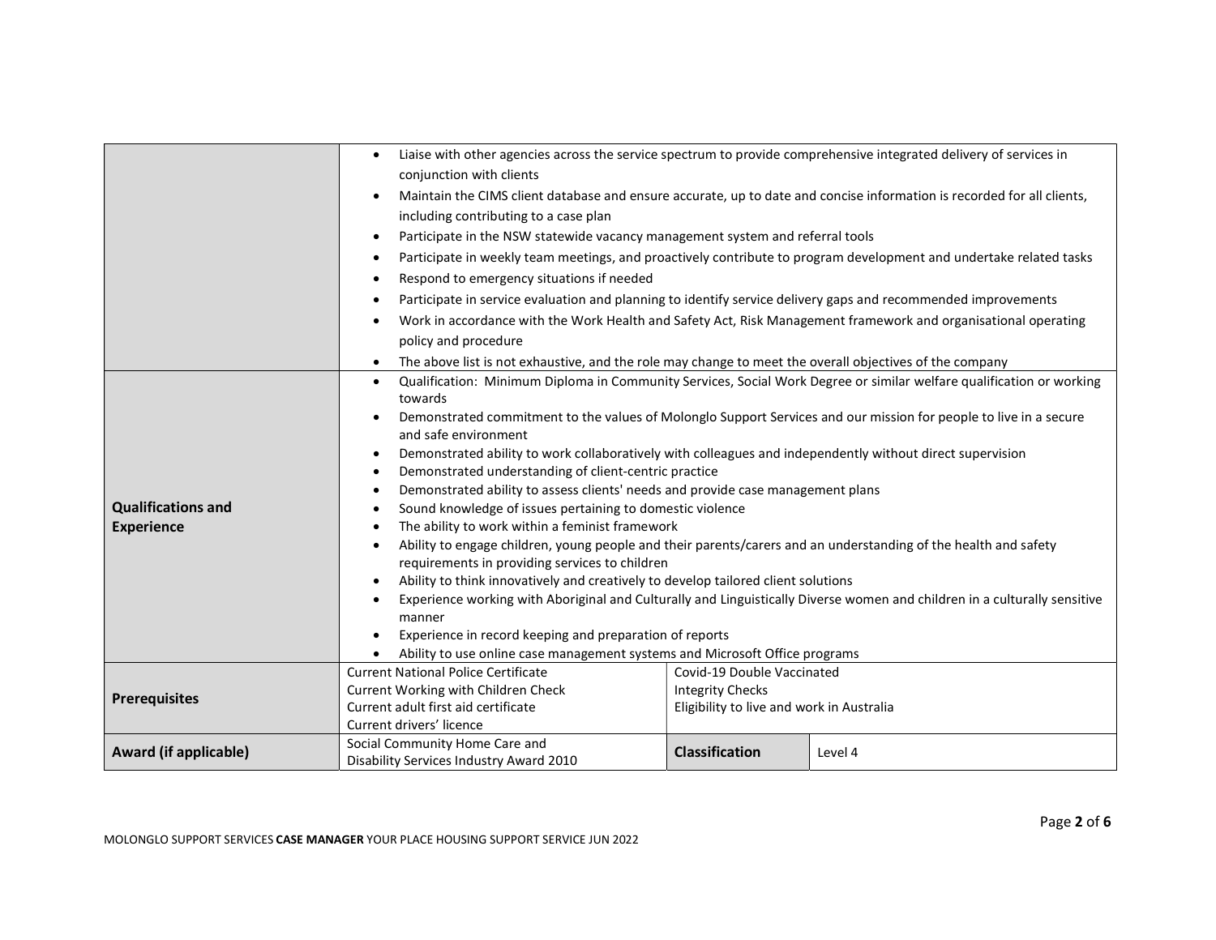| | | | |
|---|---|---|---|
| | • Liaise with other agencies across the service spectrum to provide comprehensive integrated delivery of services in conjunction with clients<br>• Maintain the CIMS client database and ensure accurate, up to date and concise information is recorded for all clients, including contributing to a case plan<br>• Participate in the NSW statewide vacancy management system and referral tools<br>• Participate in weekly team meetings, and proactively contribute to program development and undertake related tasks<br>• Respond to emergency situations if needed<br>• Participate in service evaluation and planning to identify service delivery gaps and recommended improvements<br>• Work in accordance with the Work Health and Safety Act, Risk Management framework and organisational operating policy and procedure<br>• The above list is not exhaustive, and the role may change to meet the overall objectives of the company | | |
| **Qualifications and Experience** | • Qualification: Minimum Diploma in Community Services, Social Work Degree or similar welfare qualification or working towards<br>• Demonstrated commitment to the values of Molonglo Support Services and our mission for people to live in a secure and safe environment<br>• Demonstrated ability to work collaboratively with colleagues and independently without direct supervision<br>• Demonstrated understanding of client-centric practice<br>• Demonstrated ability to assess clients' needs and provide case management plans<br>• Sound knowledge of issues pertaining to domestic violence<br>• The ability to work within a feminist framework<br>• Ability to engage children, young people and their parents/carers and an understanding of the health and safety requirements in providing services to children<br>• Ability to think innovatively and creatively to develop tailored client solutions<br>• Experience working with Aboriginal and Culturally and Linguistically Diverse women and children in a culturally sensitive manner<br>• Experience in record keeping and preparation of reports<br>• Ability to use online case management systems and Microsoft Office programs | | |
| **Prerequisites** | Current National Police Certificate<br>Current Working with Children Check<br>Current adult first aid certificate<br>Current drivers' licence | Covid-19 Double Vaccinated<br>Integrity Checks<br>Eligibility to live and work in Australia | |
| **Award (if applicable)** | Social Community Home Care and Disability Services Industry Award 2010 | **Classification** | Level 4 |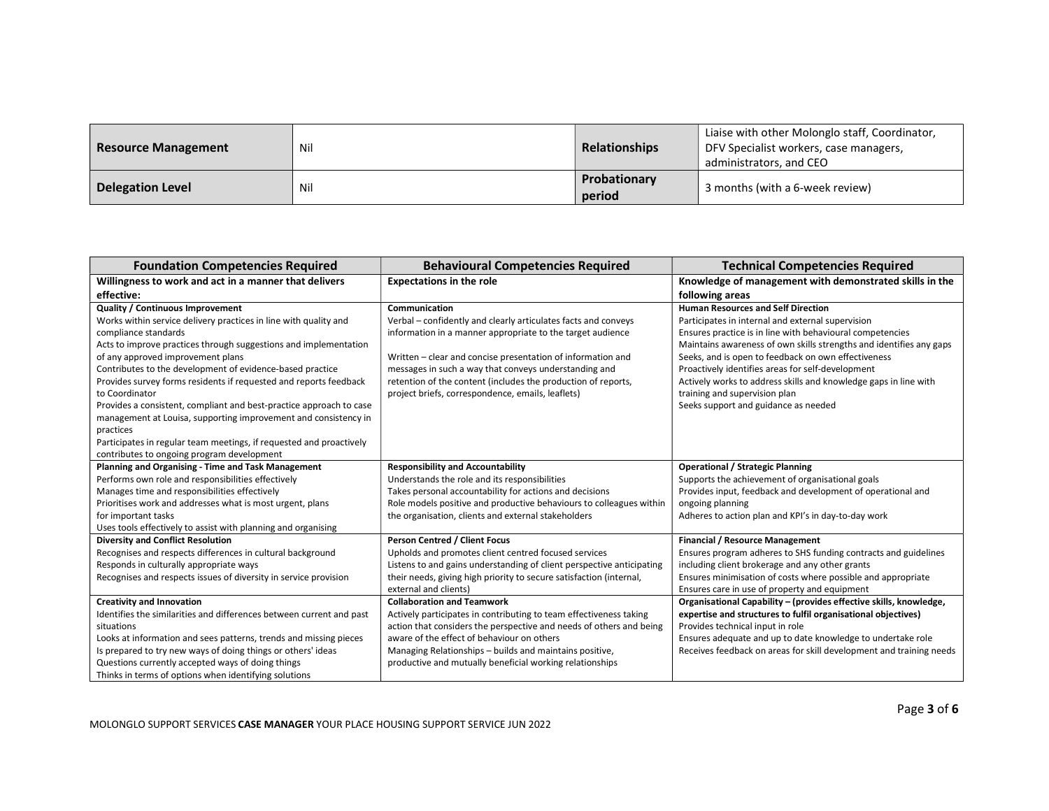| **Resource Management** | Nil | **Relationships** | Liaise with other Molonglo staff, Coordinator, DFV Specialist workers, case managers, administrators, and CEO |
|---|---|---|---|
| **Delegation Level** | Nil | **Probationary period** | 3 months (with a 6-week review) |

| Foundation Competencies Required | Behavioural Competencies Required | Technical Competencies Required |
|---|---|---|
| **Willingness to work and act in a manner that delivers effective:** | **Expectations in the role** | **Knowledge of management with demonstrated skills in the following areas** |
| **Quality / Continuous Improvement**<br>Works within service delivery practices in line with quality and compliance standards<br>Acts to improve practices through suggestions and implementation of any approved improvement plans<br>Contributes to the development of evidence-based practice<br>Provides survey forms residents if requested and reports feedback to Coordinator<br>Provides a consistent, compliant and best-practice approach to case management at Louisa, supporting improvement and consistency in practices<br>Participates in regular team meetings, if requested and proactively contributes to ongoing program development | **Communication**<br>Verbal – confidently and clearly articulates facts and conveys information in a manner appropriate to the target audience<br><br>Written – clear and concise presentation of information and messages in such a way that conveys understanding and retention of the content (includes the production of reports, project briefs, correspondence, emails, leaflets) | **Human Resources and Self Direction**<br>Participates in internal and external supervision<br>Ensures practice is in line with behavioural competencies<br>Maintains awareness of own skills strengths and identifies any gaps<br>Seeks, and is open to feedback on own effectiveness<br>Proactively identifies areas for self-development<br>Actively works to address skills and knowledge gaps in line with training and supervision plan<br>Seeks support and guidance as needed |
| **Planning and Organising - Time and Task Management**<br>Performs own role and responsibilities effectively<br>Manages time and responsibilities effectively<br>Prioritises work and addresses what is most urgent, plans for important tasks<br>Uses tools effectively to assist with planning and organising | **Responsibility and Accountability**<br>Understands the role and its responsibilities<br>Takes personal accountability for actions and decisions<br>Role models positive and productive behaviours to colleagues within the organisation, clients and external stakeholders | **Operational / Strategic Planning**<br>Supports the achievement of organisational goals<br>Provides input, feedback and development of operational and ongoing planning<br>Adheres to action plan and KPI's in day-to-day work |
| **Diversity and Conflict Resolution**<br>Recognises and respects differences in cultural background<br>Responds in culturally appropriate ways<br>Recognises and respects issues of diversity in service provision | **Person Centred / Client Focus**<br>Upholds and promotes client centred focused services<br>Listens to and gains understanding of client perspective anticipating their needs, giving high priority to secure satisfaction (internal, external and clients) | **Financial / Resource Management**<br>Ensures program adheres to SHS funding contracts and guidelines including client brokerage and any other grants<br>Ensures minimisation of costs where possible and appropriate<br>Ensures care in use of property and equipment |
| **Creativity and Innovation**<br>Identifies the similarities and differences between current and past situations<br>Looks at information and sees patterns, trends and missing pieces<br>Is prepared to try new ways of doing things or others' ideas<br>Questions currently accepted ways of doing things<br>Thinks in terms of options when identifying solutions | **Collaboration and Teamwork**<br>Actively participates in contributing to team effectiveness taking action that considers the perspective and needs of others and being aware of the effect of behaviour on others<br>Managing Relationships – builds and maintains positive, productive and mutually beneficial working relationships | **Organisational Capability – (provides effective skills, knowledge, expertise and structures to fulfil organisational objectives)**<br>Provides technical input in role<br>Ensures adequate and up to date knowledge to undertake role<br>Receives feedback on areas for skill development and training needs |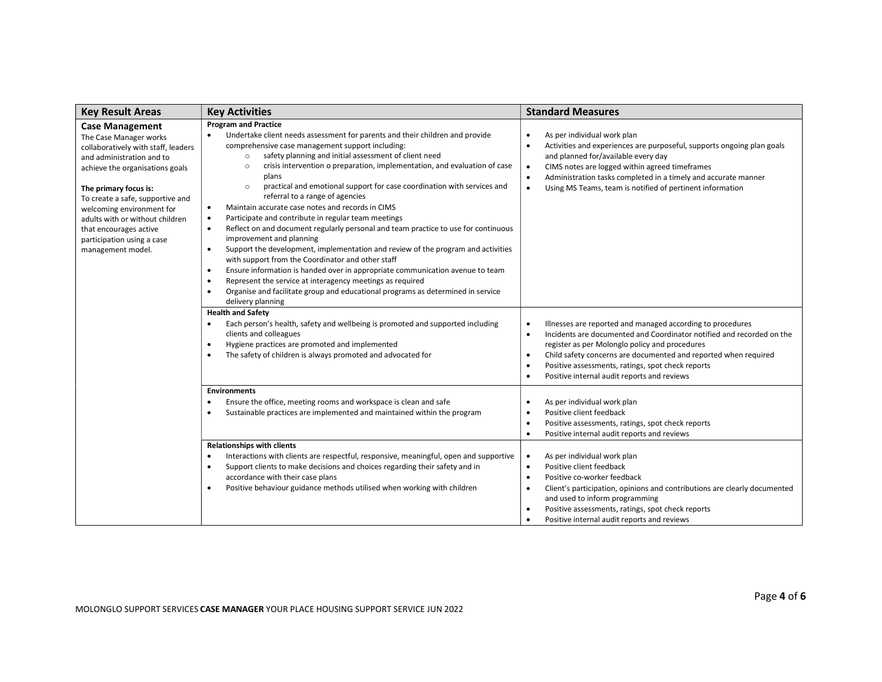| Key Result Areas | Key Activities | Standard Measures |
|---|---|---|
| **Case Management**<br>The Case Manager works collaboratively with staff, leaders and administration and to achieve the organisations goals<br><br>**The primary focus is:**<br>To create a safe, supportive and welcoming environment for adults with or without children that encourages active participation using a case management model. | **Program and Practice**<br>• Undertake client needs assessment for parents and their children and provide comprehensive case management support including:<br>  ○ safety planning and initial assessment of client need<br>  ○ crisis intervention o preparation, implementation, and evaluation of case plans<br>  ○ practical and emotional support for case coordination with services and referral to a range of agencies<br>• Maintain accurate case notes and records in CIMS<br>• Participate and contribute in regular team meetings<br>• Reflect on and document regularly personal and team practice to use for continuous improvement and planning<br>• Support the development, implementation and review of the program and activities with support from the Coordinator and other staff<br>• Ensure information is handed over in appropriate communication avenue to team<br>• Represent the service at interagency meetings as required<br>• Organise and facilitate group and educational programs as determined in service delivery planning | • As per individual work plan<br>• Activities and experiences are purposeful, supports ongoing plan goals and planned for/available every day<br>• CIMS notes are logged within agreed timeframes<br>• Administration tasks completed in a timely and accurate manner<br>• Using MS Teams, team is notified of pertinent information |
| | **Health and Safety**<br>• Each person's health, safety and wellbeing is promoted and supported including clients and colleagues<br>• Hygiene practices are promoted and implemented<br>• The safety of children is always promoted and advocated for | • Illnesses are reported and managed according to procedures<br>• Incidents are documented and Coordinator notified and recorded on the register as per Molonglo policy and procedures<br>• Child safety concerns are documented and reported when required<br>• Positive assessments, ratings, spot check reports<br>• Positive internal audit reports and reviews |
| | **Environments**<br>• Ensure the office, meeting rooms and workspace is clean and safe<br>• Sustainable practices are implemented and maintained within the program | • As per individual work plan<br>• Positive client feedback<br>• Positive assessments, ratings, spot check reports<br>• Positive internal audit reports and reviews |
| | **Relationships with clients**<br>• Interactions with clients are respectful, responsive, meaningful, open and supportive<br>• Support clients to make decisions and choices regarding their safety and in accordance with their case plans<br>• Positive behaviour guidance methods utilised when working with children | • As per individual work plan<br>• Positive client feedback<br>• Positive co-worker feedback<br>• Client's participation, opinions and contributions are clearly documented and used to inform programming<br>• Positive assessments, ratings, spot check reports<br>• Positive internal audit reports and reviews |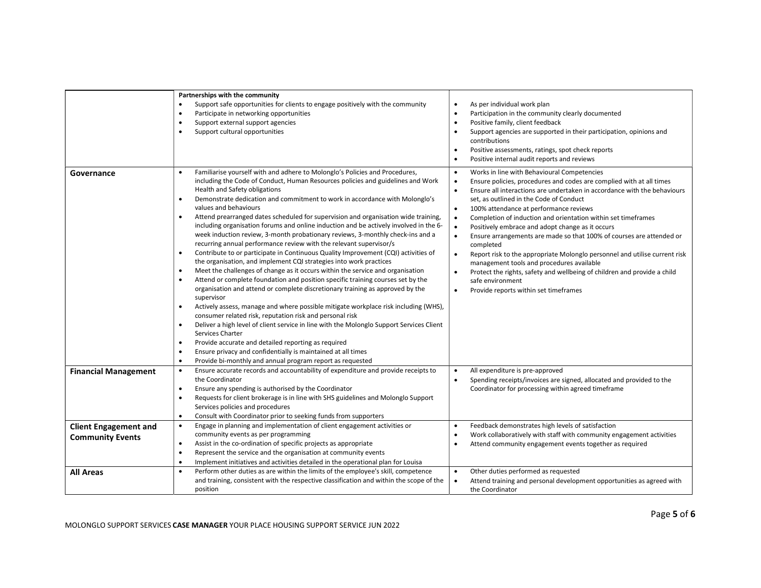| | | |
|---|---|---|
| | **Partnerships with the community**<br>• Support safe opportunities for clients to engage positively with the community<br>• Participate in networking opportunities<br>• Support external support agencies<br>• Support cultural opportunities | • As per individual work plan<br>• Participation in the community clearly documented<br>• Positive family, client feedback<br>• Support agencies are supported in their participation, opinions and contributions<br>• Positive assessments, ratings, spot check reports<br>• Positive internal audit reports and reviews |
| **Governance** | • Familiarise yourself with and adhere to Molonglo's Policies and Procedures, including the Code of Conduct, Human Resources policies and guidelines and Work Health and Safety obligations<br>• Demonstrate dedication and commitment to work in accordance with Molonglo's values and behaviours<br>• Attend prearranged dates scheduled for supervision and organisation wide training, including organisation forums and online induction and be actively involved in the 6-week induction review, 3-month probationary reviews, 3-monthly check-ins and a recurring annual performance review with the relevant supervisor/s<br>• Contribute to or participate in Continuous Quality Improvement (CQI) activities of the organisation, and implement CQI strategies into work practices<br>• Meet the challenges of change as it occurs within the service and organisation<br>• Attend or complete foundation and position specific training courses set by the organisation and attend or complete discretionary training as approved by the supervisor<br>• Actively assess, manage and where possible mitigate workplace risk including (WHS), consumer related risk, reputation risk and personal risk<br>• Deliver a high level of client service in line with the Molonglo Support Services Client Services Charter<br>• Provide accurate and detailed reporting as required<br>• Ensure privacy and confidentially is maintained at all times<br>• Provide bi-monthly and annual program report as requested | • Works in line with Behavioural Competencies<br>• Ensure policies, procedures and codes are complied with at all times<br>• Ensure all interactions are undertaken in accordance with the behaviours set, as outlined in the Code of Conduct<br>• 100% attendance at performance reviews<br>• Completion of induction and orientation within set timeframes<br>• Positively embrace and adopt change as it occurs<br>• Ensure arrangements are made so that 100% of courses are attended or completed<br>• Report risk to the appropriate Molonglo personnel and utilise current risk management tools and procedures available<br>• Protect the rights, safety and wellbeing of children and provide a child safe environment<br>• Provide reports within set timeframes |
| **Financial Management** | • Ensure accurate records and accountability of expenditure and provide receipts to the Coordinator<br>• Ensure any spending is authorised by the Coordinator<br>• Requests for client brokerage is in line with SHS guidelines and Molonglo Support Services policies and procedures<br>• Consult with Coordinator prior to seeking funds from supporters | • All expenditure is pre-approved<br>• Spending receipts/invoices are signed, allocated and provided to the Coordinator for processing within agreed timeframe |
| **Client Engagement and Community Events** | • Engage in planning and implementation of client engagement activities or community events as per programming<br>• Assist in the co-ordination of specific projects as appropriate<br>• Represent the service and the organisation at community events<br>• Implement initiatives and activities detailed in the operational plan for Louisa | • Feedback demonstrates high levels of satisfaction<br>• Work collaboratively with staff with community engagement activities<br>• Attend community engagement events together as required |
| **All Areas** | • Perform other duties as are within the limits of the employee's skill, competence and training, consistent with the respective classification and within the scope of the position | • Other duties performed as requested<br>• Attend training and personal development opportunities as agreed with the Coordinator |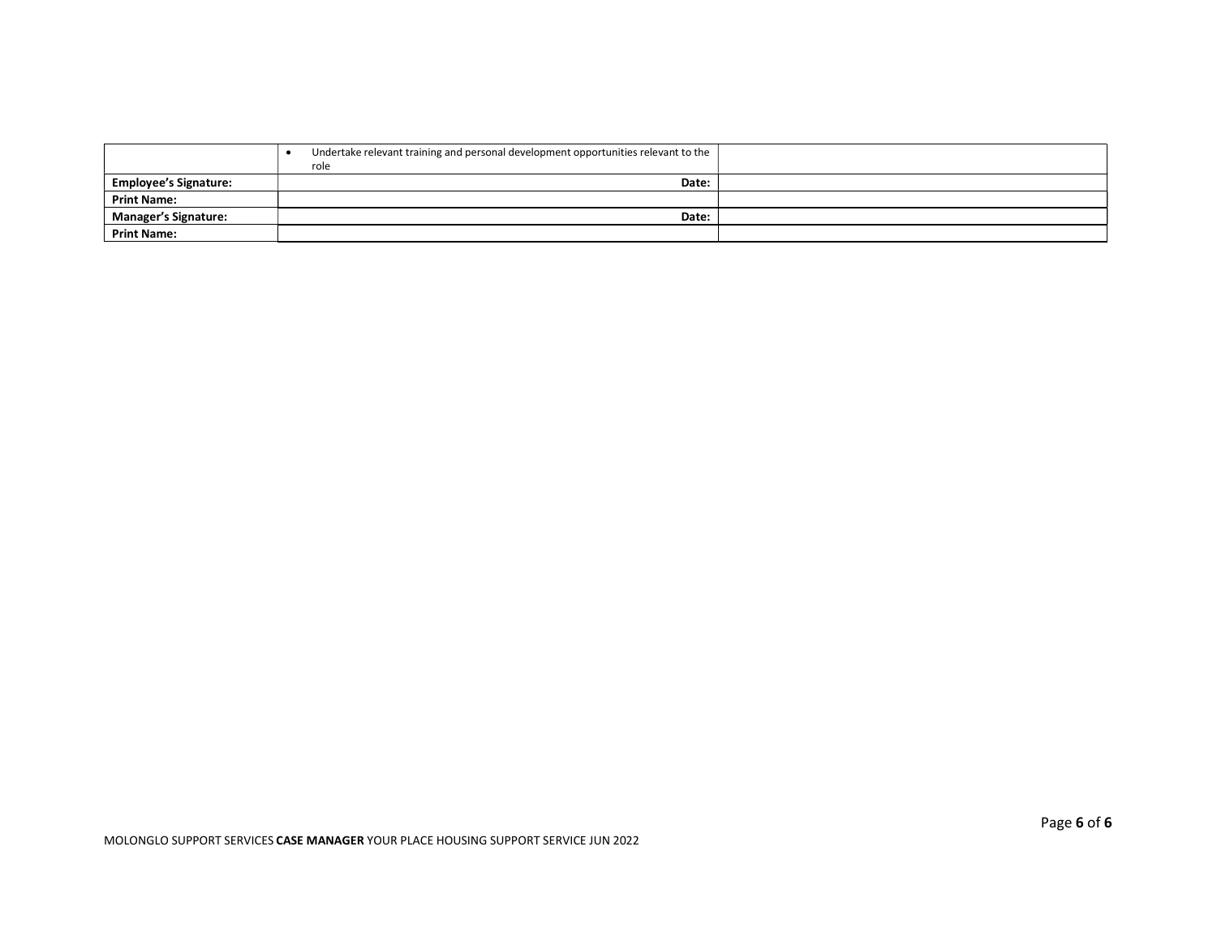| | | |
|---|---|---|
| | • Undertake relevant training and personal development opportunities relevant to the role | |
| **Employee's Signature:** | **Date:** | |
| **Print Name:** | | |
| **Manager's Signature:** | **Date:** | |
| **Print Name:** | | |